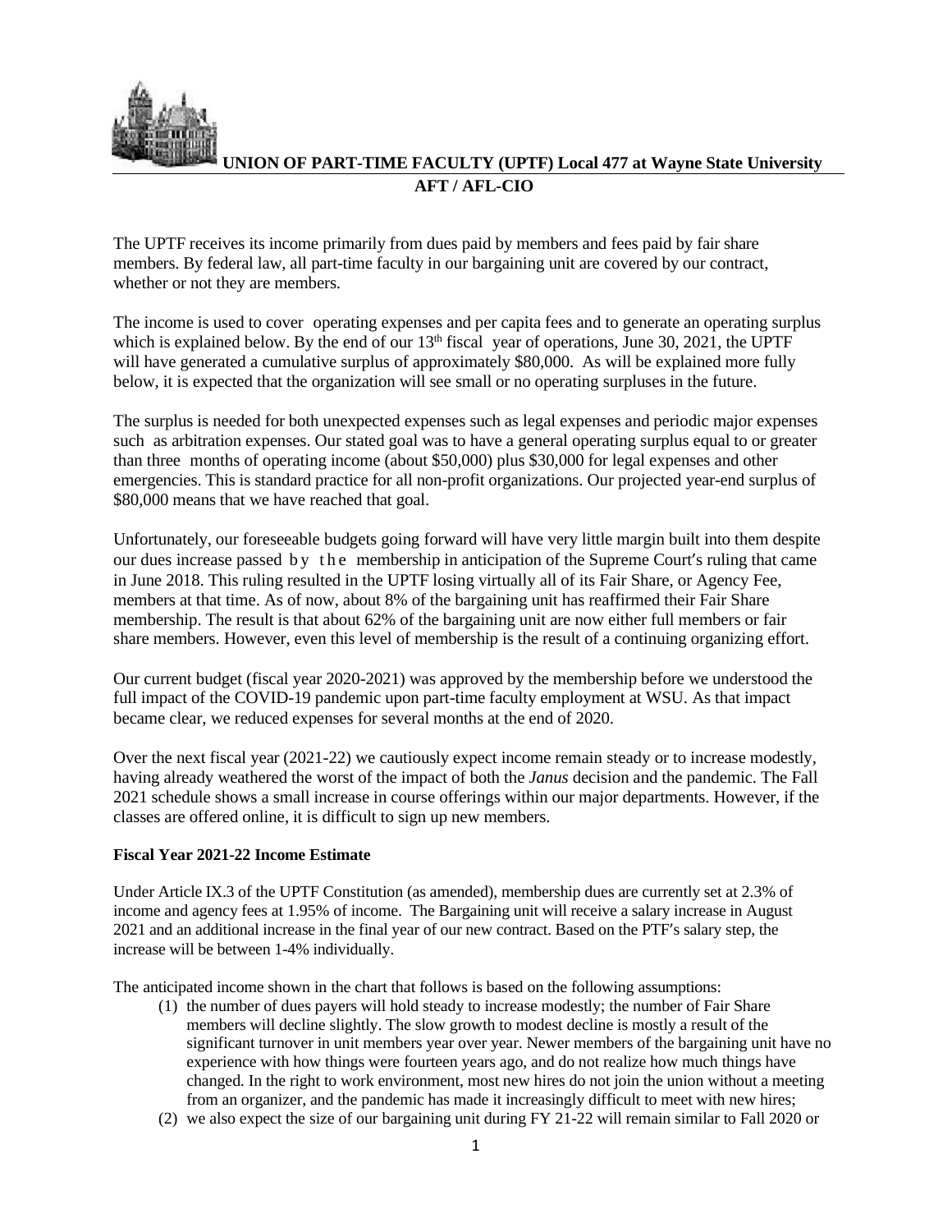**UNION OF PART-TIME FACULTY (UPTF) Local 477 at Wayne State University**
**AFT / AFL-CIO**

The UPTF receives its income primarily from dues paid by members and fees paid by fair share members. By federal law, all part-time faculty in our bargaining unit are covered by our contract, whether or not they are members.

The income is used to cover operating expenses and per capita fees and to generate an operating surplus which is explained below. By the end of our 13th fiscal year of operations, June 30, 2021, the UPTF will have generated a cumulative surplus of approximately $80,000. As will be explained more fully below, it is expected that the organization will see small or no operating surpluses in the future.

The surplus is needed for both unexpected expenses such as legal expenses and periodic major expenses such as arbitration expenses. Our stated goal was to have a general operating surplus equal to or greater than three months of operating income (about $50,000) plus $30,000 for legal expenses and other emergencies. This is standard practice for all non-profit organizations. Our projected year-end surplus of $80,000 means that we have reached that goal.

Unfortunately, our foreseeable budgets going forward will have very little margin built into them despite our dues increase passed by the membership in anticipation of the Supreme Court's ruling that came in June 2018. This ruling resulted in the UPTF losing virtually all of its Fair Share, or Agency Fee, members at that time. As of now, about 8% of the bargaining unit has reaffirmed their Fair Share membership. The result is that about 62% of the bargaining unit are now either full members or fair share members. However, even this level of membership is the result of a continuing organizing effort.

Our current budget (fiscal year 2020-2021) was approved by the membership before we understood the full impact of the COVID-19 pandemic upon part-time faculty employment at WSU. As that impact became clear, we reduced expenses for several months at the end of 2020.

Over the next fiscal year (2021-22) we cautiously expect income remain steady or to increase modestly, having already weathered the worst of the impact of both the *Janus* decision and the pandemic. The Fall 2021 schedule shows a small increase in course offerings within our major departments. However, if the classes are offered online, it is difficult to sign up new members.

**Fiscal Year 2021-22 Income Estimate**

Under Article IX.3 of the UPTF Constitution (as amended), membership dues are currently set at 2.3% of income and agency fees at 1.95% of income. The Bargaining unit will receive a salary increase in August 2021 and an additional increase in the final year of our new contract. Based on the PTF's salary step, the increase will be between 1-4% individually.

The anticipated income shown in the chart that follows is based on the following assumptions:

(1) the number of dues payers will hold steady to increase modestly; the number of Fair Share members will decline slightly. The slow growth to modest decline is mostly a result of the significant turnover in unit members year over year. Newer members of the bargaining unit have no experience with how things were fourteen years ago, and do not realize how much things have changed. In the right to work environment, most new hires do not join the union without a meeting from an organizer, and the pandemic has made it increasingly difficult to meet with new hires;

(2) we also expect the size of our bargaining unit during FY 21-22 will remain similar to Fall 2020 or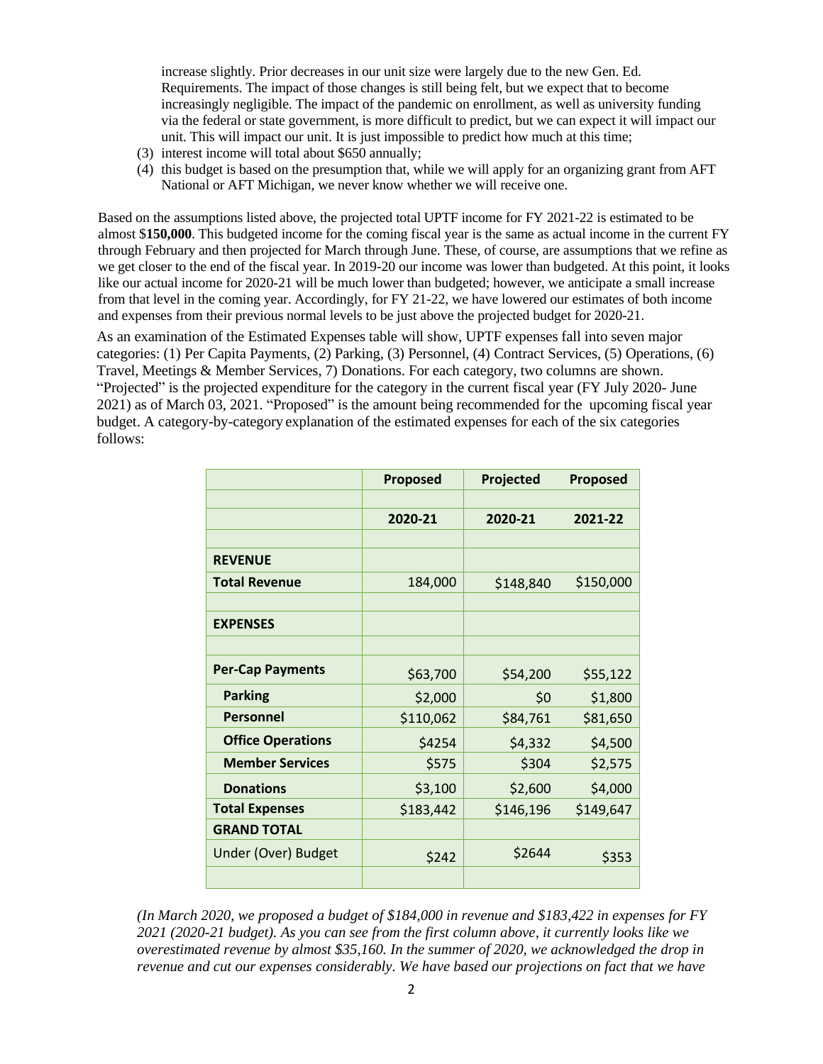increase slightly. Prior decreases in our unit size were largely due to the new Gen. Ed. Requirements. The impact of those changes is still being felt, but we expect that to become increasingly negligible. The impact of the pandemic on enrollment, as well as university funding via the federal or state government, is more difficult to predict, but we can expect it will impact our unit. This will impact our unit. It is just impossible to predict how much at this time;

(3) interest income will total about $650 annually;

(4) this budget is based on the presumption that, while we will apply for an organizing grant from AFT National or AFT Michigan, we never know whether we will receive one.

Based on the assumptions listed above, the projected total UPTF income for FY 2021-22 is estimated to be almost $**150,000**. This budgeted income for the coming fiscal year is the same as actual income in the current FY through February and then projected for March through June. These, of course, are assumptions that we refine as we get closer to the end of the fiscal year. In 2019-20 our income was lower than budgeted. At this point, it looks like our actual income for 2020-21 will be much lower than budgeted; however, we anticipate a small increase from that level in the coming year. Accordingly, for FY 21-22, we have lowered our estimates of both income and expenses from their previous normal levels to be just above the projected budget for 2020-21.

As an examination of the Estimated Expenses table will show, UPTF expenses fall into seven major categories: (1) Per Capita Payments, (2) Parking, (3) Personnel, (4) Contract Services, (5) Operations, (6) Travel, Meetings & Member Services, 7) Donations. For each category, two columns are shown. "Projected" is the projected expenditure for the category in the current fiscal year (FY July 2020- June 2021) as of March 03, 2021. "Proposed" is the amount being recommended for the upcoming fiscal year budget. A category-by-category explanation of the estimated expenses for each of the six categories follows:

| | **Proposed** | **Projected** | **Proposed** |
|---|---|---|---|
| | | | |
| | **2020-21** | **2020-21** | **2021-22** |
| | | | |
| **REVENUE** | | | |
| **Total Revenue** | 184,000 | $148,840 | $150,000 |
| | | | |
| **EXPENSES** | | | |
| | | | |
| **Per-Cap Payments** | $63,700 | $54,200 | $55,122 |
| **Parking** | $2,000 | $0 | $1,800 |
| **Personnel** | $110,062 | $84,761 | $81,650 |
| **Office Operations** | $4254 | $4,332 | $4,500 |
| **Member Services** | $575 | $304 | $2,575 |
| **Donations** | $3,100 | $2,600 | $4,000 |
| **Total Expenses** | $183,442 | $146,196 | $149,647 |
| **GRAND TOTAL** | | | |
| Under (Over) Budget | $242 | $2644 | $353 |
| | | | |

*(In March 2020, we proposed a budget of $184,000 in revenue and $183,422 in expenses for FY 2021 (2020-21 budget). As you can see from the first column above, it currently looks like we overestimated revenue by almost $35,160. In the summer of 2020, we acknowledged the drop in revenue and cut our expenses considerably. We have based our projections on fact that we have*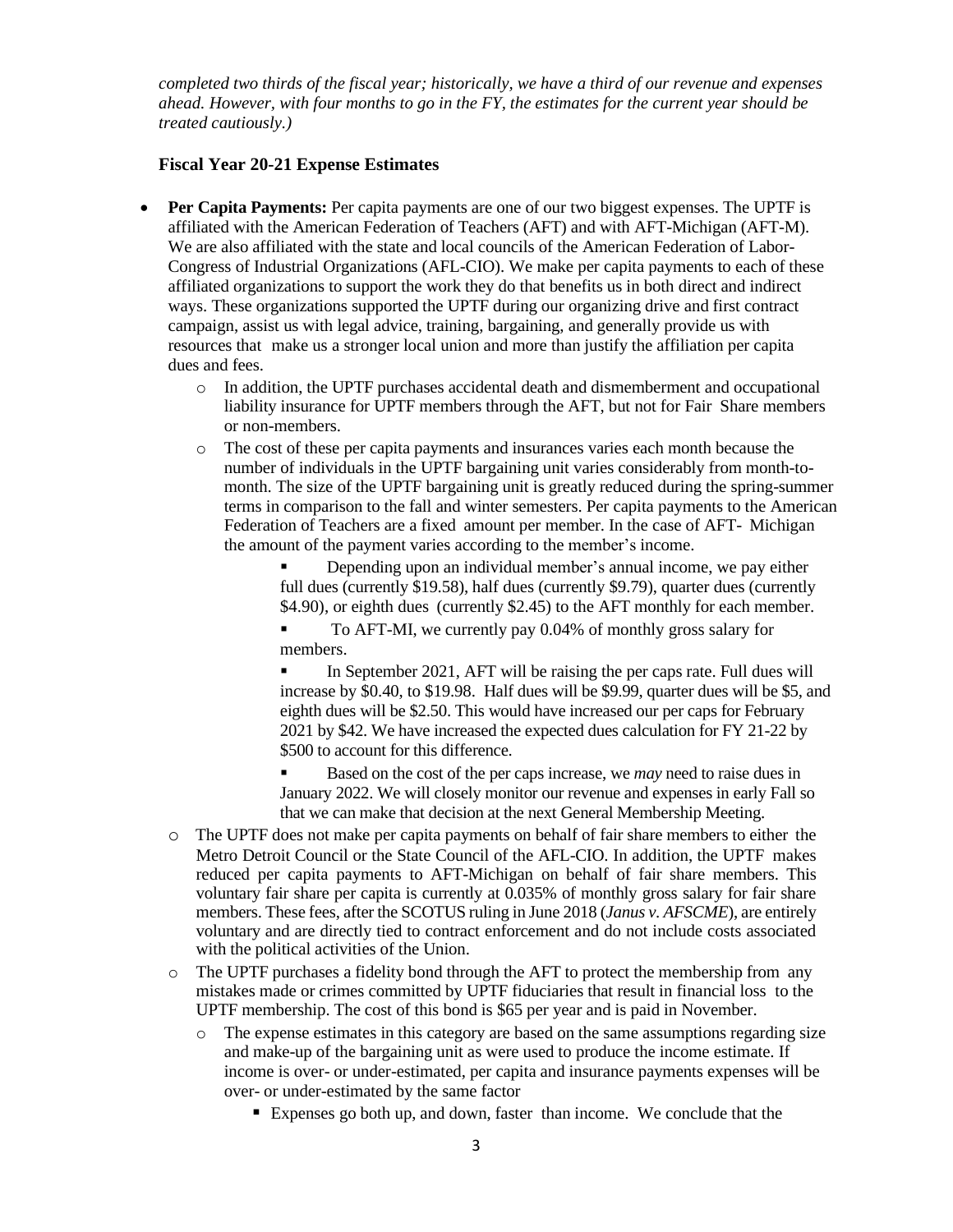*completed two thirds of the fiscal year; historically, we have a third of our revenue and expenses ahead. However, with four months to go in the FY, the estimates for the current year should be treated cautiously.)*

### Fiscal Year 20-21 Expense Estimates

- **Per Capita Payments:** Per capita payments are one of our two biggest expenses. The UPTF is affiliated with the American Federation of Teachers (AFT) and with AFT-Michigan (AFT-M). We are also affiliated with the state and local councils of the American Federation of Labor-Congress of Industrial Organizations (AFL-CIO). We make per capita payments to each of these affiliated organizations to support the work they do that benefits us in both direct and indirect ways. These organizations supported the UPTF during our organizing drive and first contract campaign, assist us with legal advice, training, bargaining, and generally provide us with resources that make us a stronger local union and more than justify the affiliation per capita dues and fees.
    - In addition, the UPTF purchases accidental death and dismemberment and occupational liability insurance for UPTF members through the AFT, but not for Fair Share members or non-members.
    - The cost of these per capita payments and insurances varies each month because the number of individuals in the UPTF bargaining unit varies considerably from month-to-month. The size of the UPTF bargaining unit is greatly reduced during the spring-summer terms in comparison to the fall and winter semesters. Per capita payments to the American Federation of Teachers are a fixed amount per member. In the case of AFT- Michigan the amount of the payment varies according to the member's income.
        - Depending upon an individual member's annual income, we pay either full dues (currently $19.58), half dues (currently $9.79), quarter dues (currently $4.90), or eighth dues (currently $2.45) to the AFT monthly for each member.
        - To AFT-MI, we currently pay 0.04% of monthly gross salary for members.
        - In September 2021, AFT will be raising the per caps rate. Full dues will increase by $0.40, to $19.98. Half dues will be $9.99, quarter dues will be $5, and eighth dues will be $2.50. This would have increased our per caps for February 2021 by $42. We have increased the expected dues calculation for FY 21-22 by $500 to account for this difference.
        - Based on the cost of the per caps increase, we *may* need to raise dues in January 2022. We will closely monitor our revenue and expenses in early Fall so that we can make that decision at the next General Membership Meeting.
    - The UPTF does not make per capita payments on behalf of fair share members to either the Metro Detroit Council or the State Council of the AFL-CIO. In addition, the UPTF makes reduced per capita payments to AFT-Michigan on behalf of fair share members. This voluntary fair share per capita is currently at 0.035% of monthly gross salary for fair share members. These fees, after the SCOTUS ruling in June 2018 (*Janus v. AFSCME*), are entirely voluntary and are directly tied to contract enforcement and do not include costs associated with the political activities of the Union.
    - The UPTF purchases a fidelity bond through the AFT to protect the membership from any mistakes made or crimes committed by UPTF fiduciaries that result in financial loss to the UPTF membership. The cost of this bond is $65 per year and is paid in November.
    - The expense estimates in this category are based on the same assumptions regarding size and make-up of the bargaining unit as were used to produce the income estimate. If income is over- or under-estimated, per capita and insurance payments expenses will be over- or under-estimated by the same factor
        - Expenses go both up, and down, faster than income. We conclude that the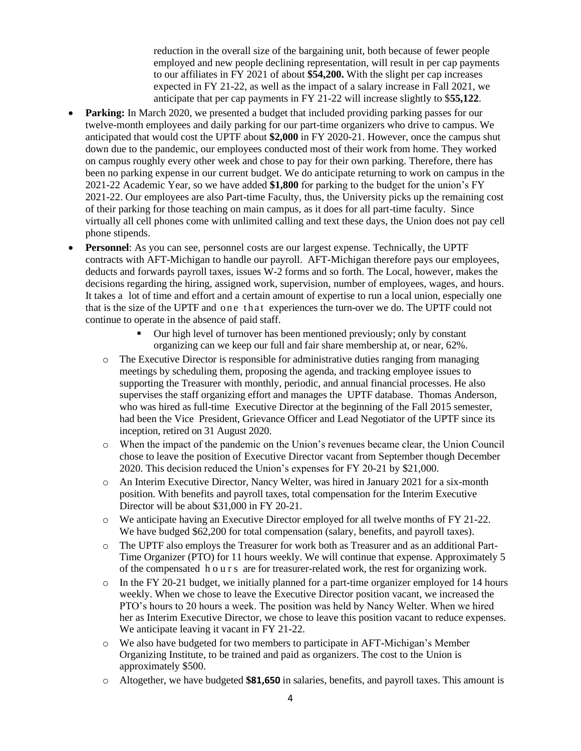reduction in the overall size of the bargaining unit, both because of fewer people employed and new people declining representation, will result in per cap payments to our affiliates in FY 2021 of about **$54,200.** With the slight per cap increases expected in FY 21-22, as well as the impact of a salary increase in Fall 2021, we anticipate that per cap payments in FY 21-22 will increase slightly to $**55,122**.

- **Parking:** In March 2020, we presented a budget that included providing parking passes for our twelve-month employees and daily parking for our part-time organizers who drive to campus. We anticipated that would cost the UPTF about **$2,000** in FY 2020-21. However, once the campus shut down due to the pandemic, our employees conducted most of their work from home. They worked on campus roughly every other week and chose to pay for their own parking. Therefore, there has been no parking expense in our current budget. We do anticipate returning to work on campus in the 2021-22 Academic Year, so we have added **$1,800** for parking to the budget for the union's FY 2021-22. Our employees are also Part-time Faculty, thus, the University picks up the remaining cost of their parking for those teaching on main campus, as it does for all part-time faculty. Since virtually all cell phones come with unlimited calling and text these days, the Union does not pay cell phone stipends.
- **Personnel**: As you can see, personnel costs are our largest expense. Technically, the UPTF contracts with AFT-Michigan to handle our payroll. AFT-Michigan therefore pays our employees, deducts and forwards payroll taxes, issues W-2 forms and so forth. The Local, however, makes the decisions regarding the hiring, assigned work, supervision, number of employees, wages, and hours. It takes a lot of time and effort and a certain amount of expertise to run a local union, especially one that is the size of the UPTF and one that experiences the turn-over we do. The UPTF could not continue to operate in the absence of paid staff.
    - Our high level of turnover has been mentioned previously; only by constant organizing can we keep our full and fair share membership at, or near, 62%.
  - The Executive Director is responsible for administrative duties ranging from managing meetings by scheduling them, proposing the agenda, and tracking employee issues to supporting the Treasurer with monthly, periodic, and annual financial processes. He also supervises the staff organizing effort and manages the UPTF database. Thomas Anderson, who was hired as full-time Executive Director at the beginning of the Fall 2015 semester, had been the Vice President, Grievance Officer and Lead Negotiator of the UPTF since its inception, retired on 31 August 2020.
  - When the impact of the pandemic on the Union's revenues became clear, the Union Council chose to leave the position of Executive Director vacant from September though December 2020. This decision reduced the Union's expenses for FY 20-21 by $21,000.
  - An Interim Executive Director, Nancy Welter, was hired in January 2021 for a six-month position. With benefits and payroll taxes, total compensation for the Interim Executive Director will be about $31,000 in FY 20-21.
  - We anticipate having an Executive Director employed for all twelve months of FY 21-22. We have budgeted $62,200 for total compensation (salary, benefits, and payroll taxes).
  - The UPTF also employs the Treasurer for work both as Treasurer and as an additional Part-Time Organizer (PTO) for 11 hours weekly. We will continue that expense. Approximately 5 of the compensated hours are for treasurer-related work, the rest for organizing work.
  - In the FY 20-21 budget, we initially planned for a part-time organizer employed for 14 hours weekly. When we chose to leave the Executive Director position vacant, we increased the PTO's hours to 20 hours a week. The position was held by Nancy Welter. When we hired her as Interim Executive Director, we chose to leave this position vacant to reduce expenses. We anticipate leaving it vacant in FY 21-22.
  - We also have budgeted for two members to participate in AFT-Michigan's Member Organizing Institute, to be trained and paid as organizers. The cost to the Union is approximately $500.
  - Altogether, we have budgeted **$81,650** in salaries, benefits, and payroll taxes. This amount is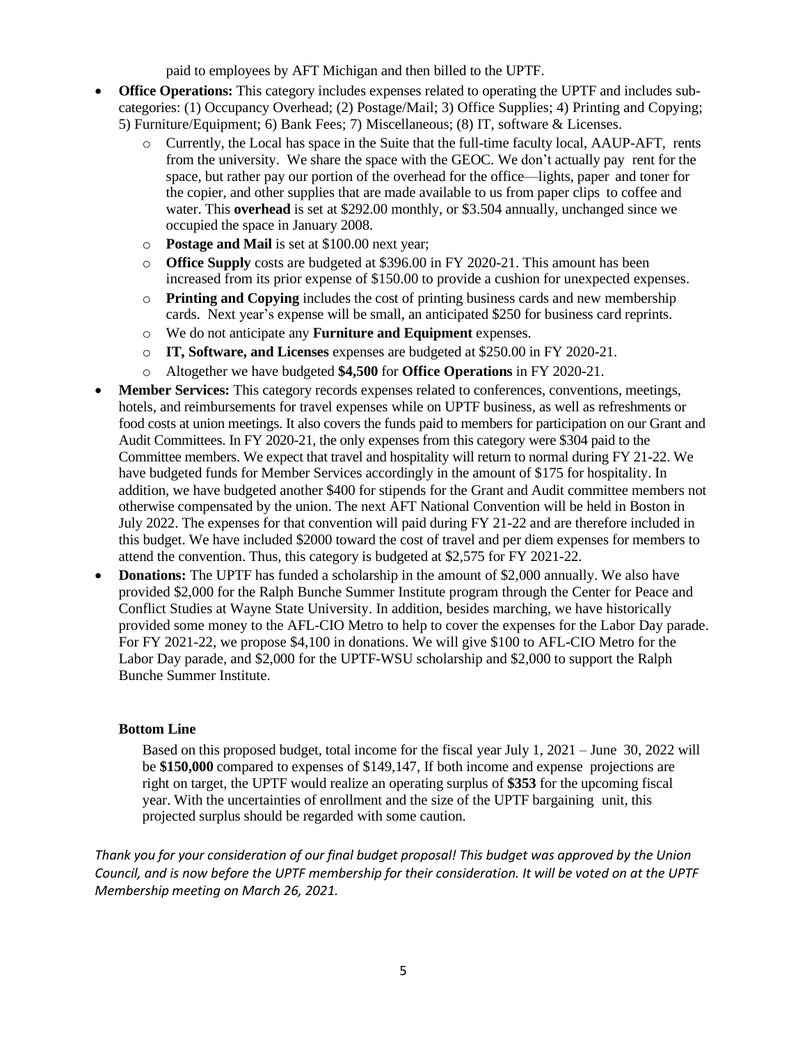paid to employees by AFT Michigan and then billed to the UPTF.

- **Office Operations:** This category includes expenses related to operating the UPTF and includes sub-categories: (1) Occupancy Overhead; (2) Postage/Mail; 3) Office Supplies; 4) Printing and Copying; 5) Furniture/Equipment; 6) Bank Fees; 7) Miscellaneous; (8) IT, software & Licenses.
  - Currently, the Local has space in the Suite that the full-time faculty local, AAUP-AFT, rents from the university. We share the space with the GEOC. We don't actually pay rent for the space, but rather pay our portion of the overhead for the office—lights, paper and toner for the copier, and other supplies that are made available to us from paper clips to coffee and water. This **overhead** is set at $292.00 monthly, or $3.504 annually, unchanged since we occupied the space in January 2008.
  - **Postage and Mail** is set at $100.00 next year;
  - **Office Supply** costs are budgeted at $396.00 in FY 2020-21. This amount has been increased from its prior expense of $150.00 to provide a cushion for unexpected expenses.
  - **Printing and Copying** includes the cost of printing business cards and new membership cards. Next year's expense will be small, an anticipated $250 for business card reprints.
  - We do not anticipate any **Furniture and Equipment** expenses.
  - **IT, Software, and Licenses** expenses are budgeted at $250.00 in FY 2020-21.
  - Altogether we have budgeted **$4,500** for **Office Operations** in FY 2020-21.
- **Member Services:** This category records expenses related to conferences, conventions, meetings, hotels, and reimbursements for travel expenses while on UPTF business, as well as refreshments or food costs at union meetings. It also covers the funds paid to members for participation on our Grant and Audit Committees. In FY 2020-21, the only expenses from this category were $304 paid to the Committee members. We expect that travel and hospitality will return to normal during FY 21-22. We have budgeted funds for Member Services accordingly in the amount of $175 for hospitality. In addition, we have budgeted another $400 for stipends for the Grant and Audit committee members not otherwise compensated by the union. The next AFT National Convention will be held in Boston in July 2022. The expenses for that convention will paid during FY 21-22 and are therefore included in this budget. We have included $2000 toward the cost of travel and per diem expenses for members to attend the convention. Thus, this category is budgeted at $2,575 for FY 2021-22.
- **Donations:** The UPTF has funded a scholarship in the amount of $2,000 annually. We also have provided $2,000 for the Ralph Bunche Summer Institute program through the Center for Peace and Conflict Studies at Wayne State University. In addition, besides marching, we have historically provided some money to the AFL-CIO Metro to help to cover the expenses for the Labor Day parade. For FY 2021-22, we propose $4,100 in donations. We will give $100 to AFL-CIO Metro for the Labor Day parade, and $2,000 for the UPTF-WSU scholarship and $2,000 to support the Ralph Bunche Summer Institute.

**Bottom Line**

Based on this proposed budget, total income for the fiscal year July 1, 2021 – June 30, 2022 will be **$150,000** compared to expenses of $149,147, If both income and expense projections are right on target, the UPTF would realize an operating surplus of **$353** for the upcoming fiscal year. With the uncertainties of enrollment and the size of the UPTF bargaining unit, this projected surplus should be regarded with some caution.

*Thank you for your consideration of our final budget proposal! This budget was approved by the Union Council, and is now before the UPTF membership for their consideration. It will be voted on at the UPTF Membership meeting on March 26, 2021.*